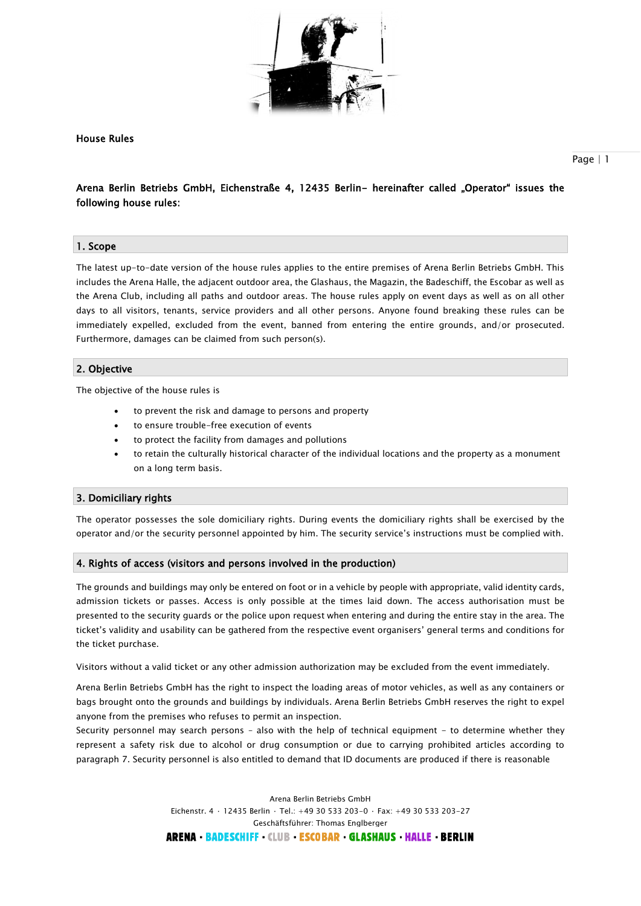# House Rules

**Arena Berlin Betriebs GmbH, Eichenstraße 4, 12435 Berlin- hereinafter called „Operator“ issues the following house rules:**

## 1. Scope

The latest up-to-date version of the house rules applies to the entire premises of Arena Berlin Betriebs GmbH. This includes the Arena Halle, the adjacent outdoor area, the Glashaus, the Magazin, the Badeschiff, the Escobar as well as the Arena Club, including all paths and outdoor areas. The house rules apply on event days as well as on all other days to all visitors, tenants, service providers and all other persons. Anyone found breaking these rules can be immediately expelled, excluded from the event, banned from entering the entire grounds, and/or prosecuted. Furthermore, damages can be claimed from such person(s).

## 2. Objective

The objective of the house rules is

- to prevent the risk and damage to persons and property
- to ensure trouble-free execution of events
- to protect the facility from damages and pollutions
- to retain the culturally historical character of the individual locations and the property as a monument on a long term basis.

## 3. Domiciliary rights

The operator possesses the sole domiciliary rights. During events the domiciliary rights shall be exercised by the operator and/or the security personnel appointed by him. The security service’s instructions must be complied with.

## 4. Rights of access (visitors and persons involved in the production)

The grounds and buildings may only be entered on foot or in a vehicle by people with appropriate, valid identity cards, admission tickets or passes. Access is only possible at the times laid down. The access authorisation must be presented to the security guards or the police upon request when entering and during the entire stay in the area. The ticket’s validity and usability can be gathered from the respective event organisers’ general terms and conditions for the ticket purchase.

Visitors without a valid ticket or any other admission authorization may be excluded from the event immediately.

Arena Berlin Betriebs GmbH has the right to inspect the loading areas of motor vehicles, as well as any containers or bags brought onto the grounds and buildings by individuals. Arena Berlin Betriebs GmbH reserves the right to expel anyone from the premises who refuses to permit an inspection.
Security personnel may search persons - also with the help of technical equipment - to determine whether they represent a safety risk due to alcohol or drug consumption or due to carrying prohibited articles according to paragraph 7. Security personnel is also entitled to demand that ID documents are produced if there is reasonable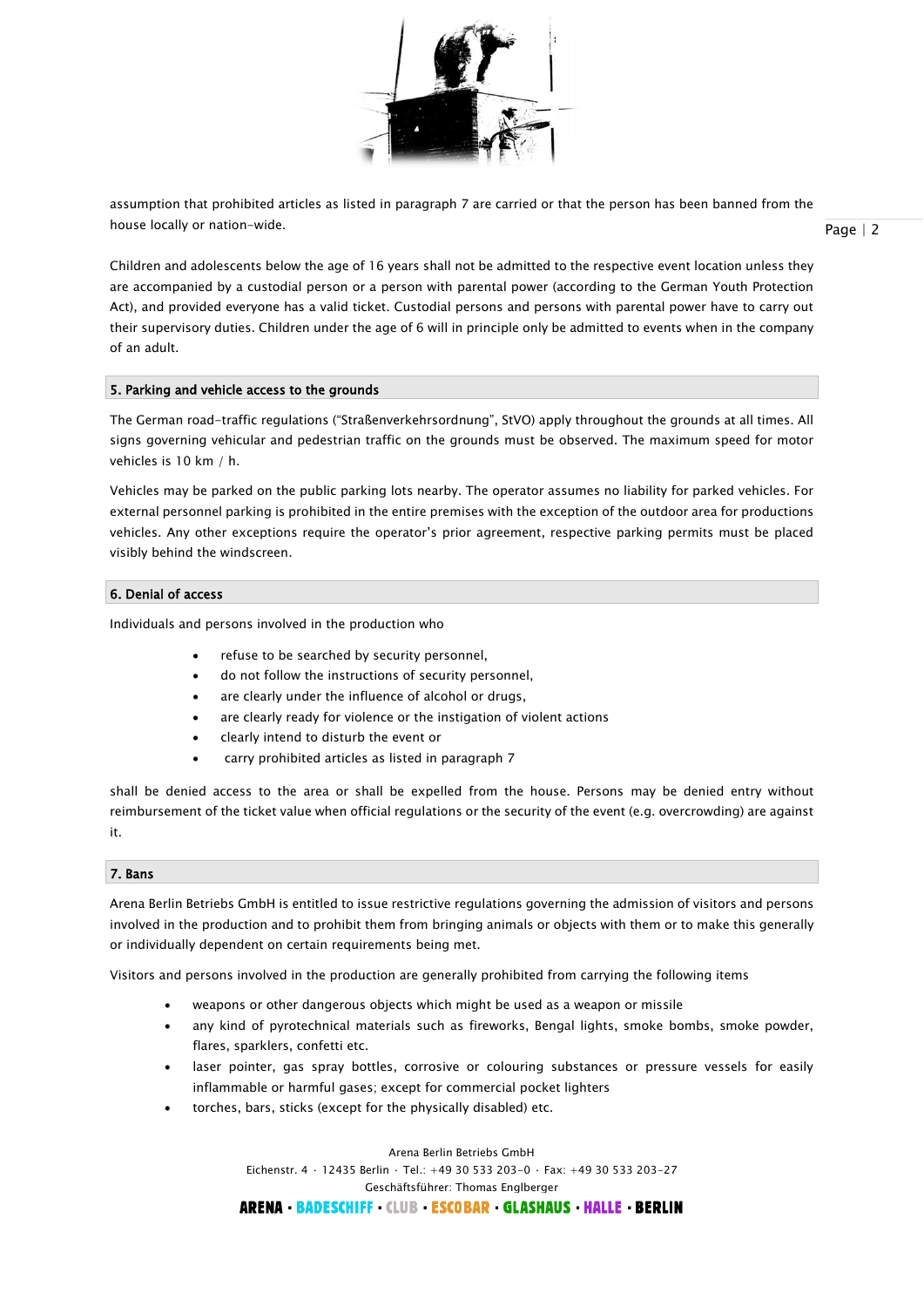assumption that prohibited articles as listed in paragraph 7 are carried or that the person has been banned from the house locally or nation-wide.

Children and adolescents below the age of 16 years shall not be admitted to the respective event location unless they are accompanied by a custodial person or a person with parental power (according to the German Youth Protection Act), and provided everyone has a valid ticket. Custodial persons and persons with parental power have to carry out their supervisory duties. Children under the age of 6 will in principle only be admitted to events when in the company of an adult.

## 5. Parking and vehicle access to the grounds

The German road-traffic regulations ("Straßenverkehrsordnung", StVO) apply throughout the grounds at all times. All signs governing vehicular and pedestrian traffic on the grounds must be observed. The maximum speed for motor vehicles is 10 km / h.

Vehicles may be parked on the public parking lots nearby. The operator assumes no liability for parked vehicles. For external personnel parking is prohibited in the entire premises with the exception of the outdoor area for productions vehicles. Any other exceptions require the operator's prior agreement, respective parking permits must be placed visibly behind the windscreen.

## 6. Denial of access

Individuals and persons involved in the production who

- refuse to be searched by security personnel,
- do not follow the instructions of security personnel,
- are clearly under the influence of alcohol or drugs,
- are clearly ready for violence or the instigation of violent actions
- clearly intend to disturb the event or
- carry prohibited articles as listed in paragraph 7

shall be denied access to the area or shall be expelled from the house. Persons may be denied entry without reimbursement of the ticket value when official regulations or the security of the event (e.g. overcrowding) are against it.

## 7. Bans

Arena Berlin Betriebs GmbH is entitled to issue restrictive regulations governing the admission of visitors and persons involved in the production and to prohibit them from bringing animals or objects with them or to make this generally or individually dependent on certain requirements being met.

Visitors and persons involved in the production are generally prohibited from carrying the following items

- weapons or other dangerous objects which might be used as a weapon or missile
- any kind of pyrotechnical materials such as fireworks, Bengal lights, smoke bombs, smoke powder, flares, sparklers, confetti etc.
- laser pointer, gas spray bottles, corrosive or colouring substances or pressure vessels for easily inflammable or harmful gases; except for commercial pocket lighters
- torches, bars, sticks (except for the physically disabled) etc.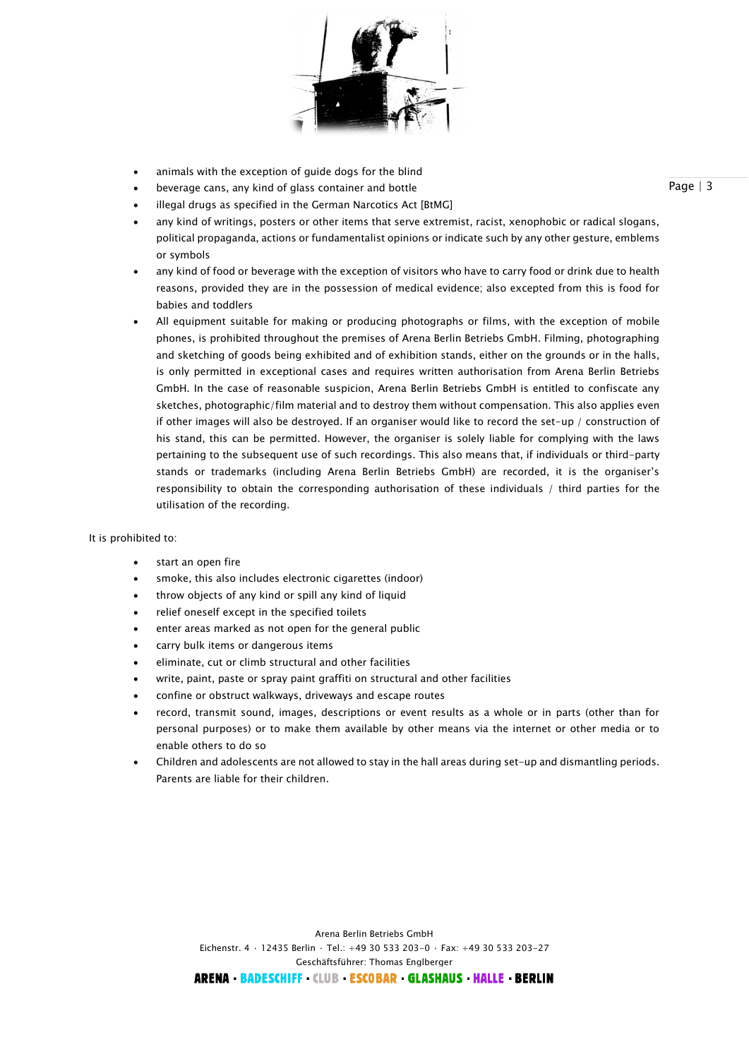- animals with the exception of guide dogs for the blind
- beverage cans, any kind of glass container and bottle
- illegal drugs as specified in the German Narcotics Act [BtMG]
- any kind of writings, posters or other items that serve extremist, racist, xenophobic or radical slogans, political propaganda, actions or fundamentalist opinions or indicate such by any other gesture, emblems or symbols
- any kind of food or beverage with the exception of visitors who have to carry food or drink due to health reasons, provided they are in the possession of medical evidence; also excepted from this is food for babies and toddlers
- All equipment suitable for making or producing photographs or films, with the exception of mobile phones, is prohibited throughout the premises of Arena Berlin Betriebs GmbH. Filming, photographing and sketching of goods being exhibited and of exhibition stands, either on the grounds or in the halls, is only permitted in exceptional cases and requires written authorisation from Arena Berlin Betriebs GmbH. In the case of reasonable suspicion, Arena Berlin Betriebs GmbH is entitled to confiscate any sketches, photographic/film material and to destroy them without compensation. This also applies even if other images will also be destroyed. If an organiser would like to record the set-up / construction of his stand, this can be permitted. However, the organiser is solely liable for complying with the laws pertaining to the subsequent use of such recordings. This also means that, if individuals or third-party stands or trademarks (including Arena Berlin Betriebs GmbH) are recorded, it is the organiser's responsibility to obtain the corresponding authorisation of these individuals / third parties for the utilisation of the recording.

It is prohibited to:

- start an open fire
- smoke, this also includes electronic cigarettes (indoor)
- throw objects of any kind or spill any kind of liquid
- relief oneself except in the specified toilets
- enter areas marked as not open for the general public
- carry bulk items or dangerous items
- eliminate, cut or climb structural and other facilities
- write, paint, paste or spray paint graffiti on structural and other facilities
- confine or obstruct walkways, driveways and escape routes
- record, transmit sound, images, descriptions or event results as a whole or in parts (other than for personal purposes) or to make them available by other means via the internet or other media or to enable others to do so
- Children and adolescents are not allowed to stay in the hall areas during set-up and dismantling periods. Parents are liable for their children.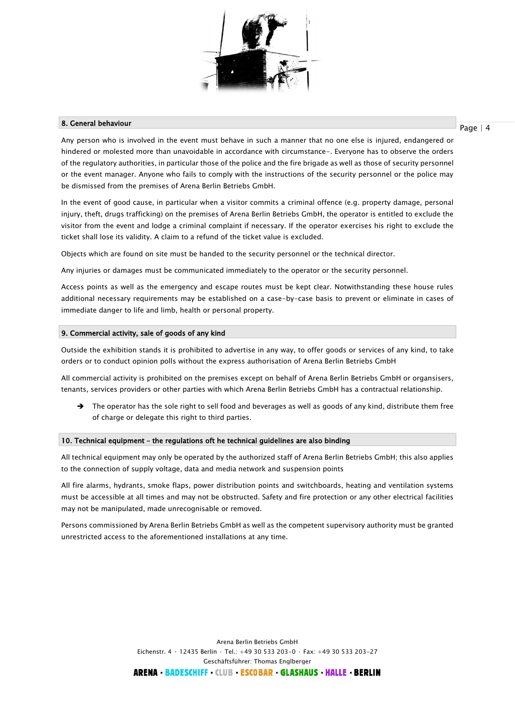## 8. General behaviour

Any person who is involved in the event must behave in such a manner that no one else is injured, endangered or hindered or molested more than unavoidable in accordance with circumstance-. Everyone has to observe the orders of the regulatory authorities, in particular those of the police and the fire brigade as well as those of security personnel or the event manager. Anyone who fails to comply with the instructions of the security personnel or the police may be dismissed from the premises of Arena Berlin Betriebs GmbH.

In the event of good cause, in particular when a visitor commits a criminal offence (e.g. property damage, personal injury, theft, drugs trafficking) on the premises of Arena Berlin Betriebs GmbH, the operator is entitled to exclude the visitor from the event and lodge a criminal complaint if necessary. If the operator exercises his right to exclude the ticket shall lose its validity. A claim to a refund of the ticket value is excluded.

Objects which are found on site must be handed to the security personnel or the technical director.

Any injuries or damages must be communicated immediately to the operator or the security personnel.

Access points as well as the emergency and escape routes must be kept clear. Notwithstanding these house rules additional necessary requirements may be established on a case-by-case basis to prevent or eliminate in cases of immediate danger to life and limb, health or personal property.

## 9. Commercial activity, sale of goods of any kind

Outside the exhibition stands it is prohibited to advertise in any way, to offer goods or services of any kind, to take orders or to conduct opinion polls without the express authorisation of Arena Berlin Betriebs GmbH

All commercial activity is prohibited on the premises except on behalf of Arena Berlin Betriebs GmbH or organsisers, tenants, services providers or other parties with which Arena Berlin Betriebs GmbH has a contractual relationship.

- ➔ The operator has the sole right to sell food and beverages as well as goods of any kind, distribute them free of charge or delegate this right to third parties.

## 10. Technical equipment – the regulations oft he technical guidelines are also binding

All technical equipment may only be operated by the authorized staff of Arena Berlin Betriebs GmbH; this also applies to the connection of supply voltage, data and media network and suspension points

All fire alarms, hydrants, smoke flaps, power distribution points and switchboards, heating and ventilation systems must be accessible at all times and may not be obstructed. Safety and fire protection or any other electrical facilities may not be manipulated, made unrecognisable or removed.

Persons commissioned by Arena Berlin Betriebs GmbH as well as the competent supervisory authority must be granted unrestricted access to the aforementioned installations at any time.

Arena Berlin Betriebs GmbH
Eichenstr. 4 · 12435 Berlin · Tel.: +49 30 533 203-0 · Fax: +49 30 533 203-27
Geschäftsführer: Thomas Englberger
ARENA · BADESCHIFF · CLUB · ESCOBAR · GLASHAUS · HALLE · BERLIN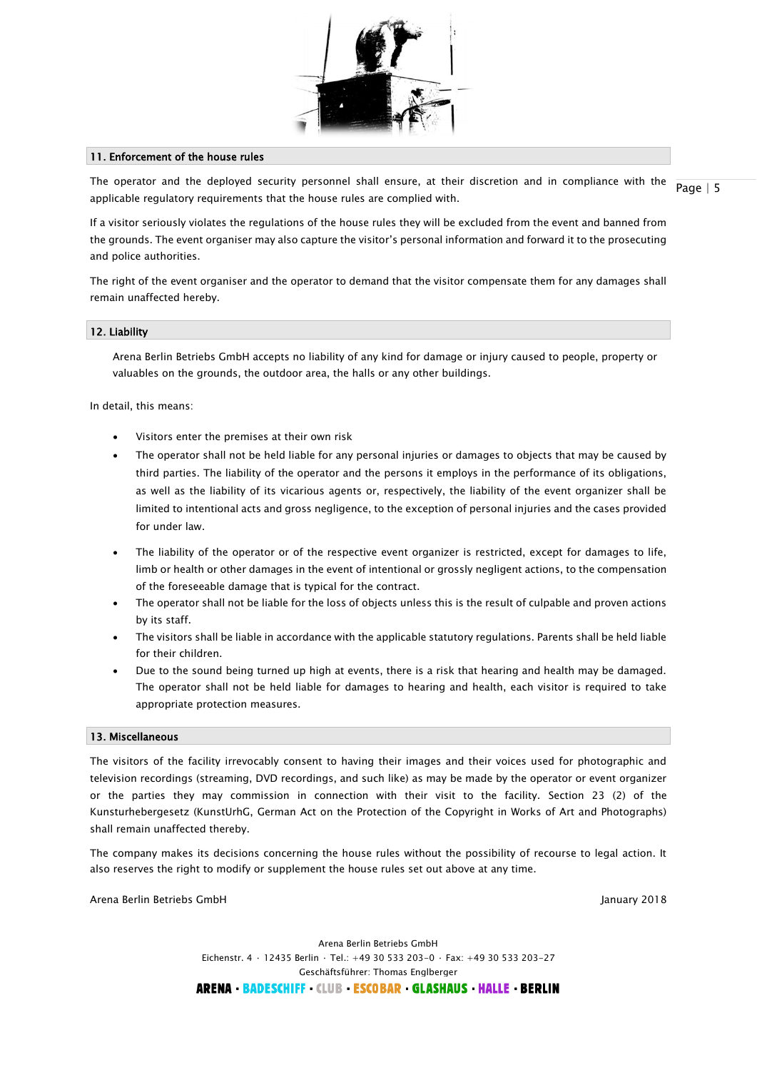## 11. Enforcement of the house rules

The operator and the deployed security personnel shall ensure, at their discretion and in compliance with the applicable regulatory requirements that the house rules are complied with.

If a visitor seriously violates the regulations of the house rules they will be excluded from the event and banned from the grounds. The event organiser may also capture the visitor's personal information and forward it to the prosecuting and police authorities.

The right of the event organiser and the operator to demand that the visitor compensate them for any damages shall remain unaffected hereby.

## 12. Liability

Arena Berlin Betriebs GmbH accepts no liability of any kind for damage or injury caused to people, property or valuables on the grounds, the outdoor area, the halls or any other buildings.

In detail, this means:

- Visitors enter the premises at their own risk
- The operator shall not be held liable for any personal injuries or damages to objects that may be caused by third parties. The liability of the operator and the persons it employs in the performance of its obligations, as well as the liability of its vicarious agents or, respectively, the liability of the event organizer shall be limited to intentional acts and gross negligence, to the exception of personal injuries and the cases provided for under law.
- The liability of the operator or of the respective event organizer is restricted, except for damages to life, limb or health or other damages in the event of intentional or grossly negligent actions, to the compensation of the foreseeable damage that is typical for the contract.
- The operator shall not be liable for the loss of objects unless this is the result of culpable and proven actions by its staff.
- The visitors shall be liable in accordance with the applicable statutory regulations. Parents shall be held liable for their children.
- Due to the sound being turned up high at events, there is a risk that hearing and health may be damaged. The operator shall not be held liable for damages to hearing and health, each visitor is required to take appropriate protection measures.

## 13. Miscellaneous

The visitors of the facility irrevocably consent to having their images and their voices used for photographic and television recordings (streaming, DVD recordings, and such like) as may be made by the operator or event organizer or the parties they may commission in connection with their visit to the facility. Section 23 (2) of the Kunsturhebergesetz (KunstUrhG, German Act on the Protection of the Copyright in Works of Art and Photographs) shall remain unaffected thereby.

The company makes its decisions concerning the house rules without the possibility of recourse to legal action. It also reserves the right to modify or supplement the house rules set out above at any time.

Arena Berlin Betriebs GmbH — January 2018

Arena Berlin Betriebs GmbH
Eichenstr. 4 · 12435 Berlin · Tel.: +49 30 533 203-0 · Fax: +49 30 533 203-27
Geschäftsführer: Thomas Englberger
ARENA · BADESCHIFF · CLUB · ESCOBAR · GLASHAUS · HALLE · BERLIN